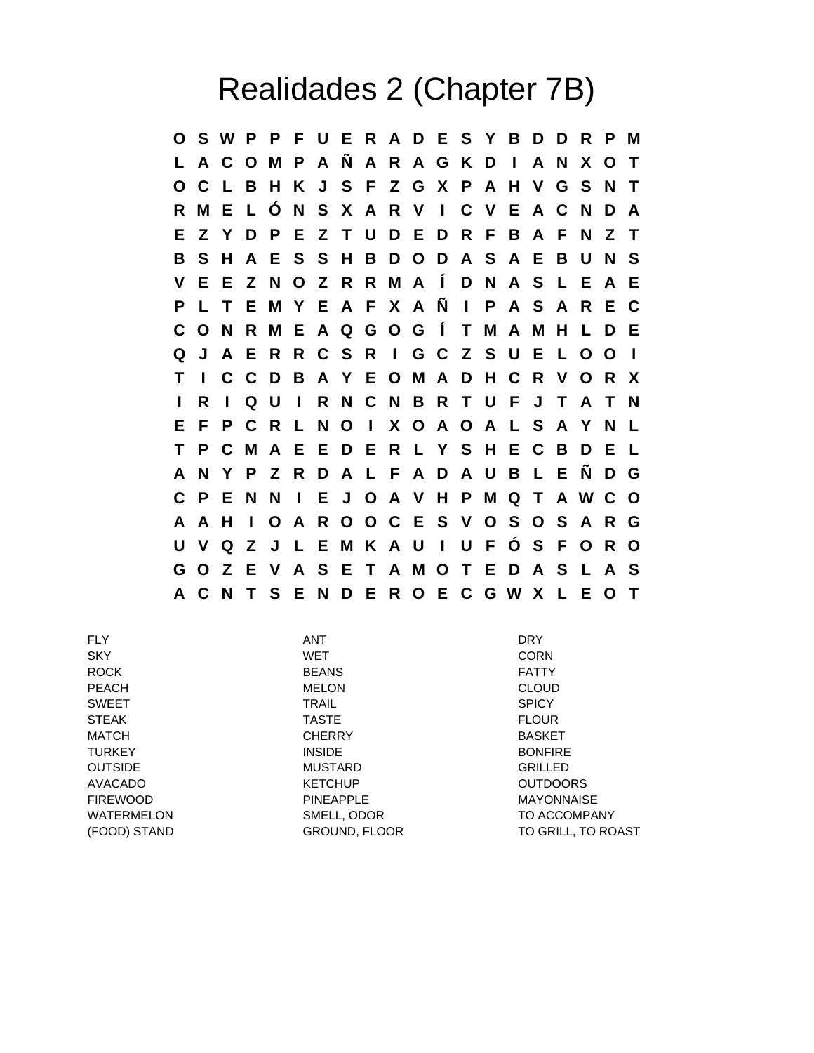# Realidades 2 (Chapter 7B)

```
O S W P P F U E R A D E S Y B D D R P M
L A C O M P A Ñ A R A G K D I A N X O T
O C L B H K J S F Z G X P A H V G S N T
R M E L Ó N S X A R V I C V E A C N D A
E Z Y D P E Z T U D E D R F B A F N Z T
B S H A E S S H B D O D A S A E B U N S
V E E Z N O Z R R M A Í D N A S L E A E
P L T E M Y E A F X A Ñ I P A S A R E C
C O N R M E A Q G O G Í T M A M H L D E
Q J A E R R C S R I G C Z S U E L O O I
T I C C D B A Y E O M A D H C R V O R X
I R I Q U I R N C N B R T U F J T A T N
E F P C R L N O I X O A O A L S A Y N L
T P C M A E E D E R L Y S H E C B D E L
A N Y P Z R D A L F A D A U B L E Ñ D G
C P E N N I E J O A V H P M Q T A W C O
A A H I O A R O O C E S V O S O S A R G
U V Q Z J L E M K A U I U F Ó S F O R O
G O Z E V A S E T A M O T E D A S L A S
A C N T S E N D E R O E C G W X L E O T
```

| | | |
|---|---|---|
| FLY | ANT | DRY |
| SKY | WET | CORN |
| ROCK | BEANS | FATTY |
| PEACH | MELON | CLOUD |
| SWEET | TRAIL | SPICY |
| STEAK | TASTE | FLOUR |
| MATCH | CHERRY | BASKET |
| TURKEY | INSIDE | BONFIRE |
| OUTSIDE | MUSTARD | GRILLED |
| AVACADO | KETCHUP | OUTDOORS |
| FIREWOOD | PINEAPPLE | MAYONNAISE |
| WATERMELON | SMELL, ODOR | TO ACCOMPANY |
| (FOOD) STAND | GROUND, FLOOR | TO GRILL, TO ROAST |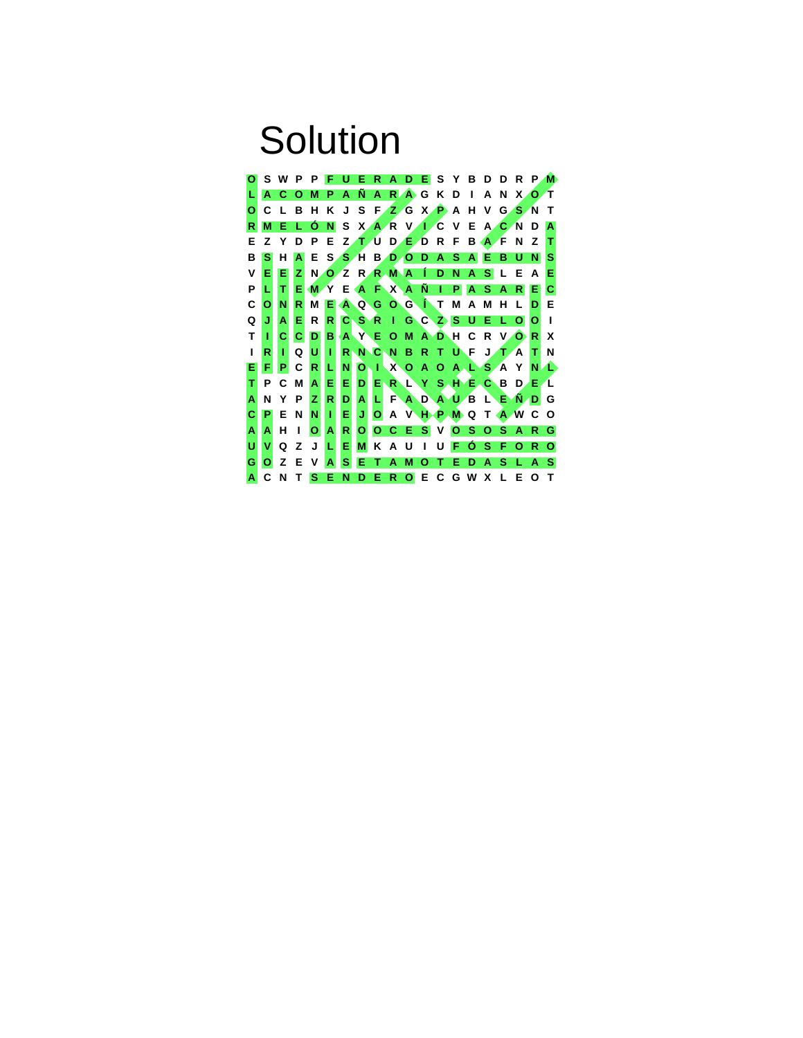# Solution

```
O S W P P F U E R A D E S Y B D D R P M
L A C O M P A Ñ A R A G K D I A N X O T
O C L B H K J S F Z G X P A H V G S N T
R M E L Ó N S X A R V I C V E A C N D A
E Z Y D P E Z T U D E D R F B A F N Z T
B S H A E S S H B D O D A S A E B U N S
V E E Z N O Z R R M A Í D N A S L E A E
P L T E M Y E A F X A Ñ I P A S A R E C
C O N R M E A Q G O G Í T M A M H L D E
Q J A E R R C S R I G C Z S U E L O O I
T I C C D B A Y E O M A D H C R V O R X
I R I Q U I R N C N B R T U F J T A T N
E F P C R L N O I X O A O A L S A Y N L
T P C M A E E D E R L Y S H E C B D E L
A N Y P Z R D A L F A D A U B L E Ñ D G
C P E N N I E J O A V H P M Q T A W C O
A A H I O A R O O C E S V O S O S A R G
U V Q Z J L E M K A U I U F Ó S F O R O
G O Z E V A S E T A M O T E D A S L A S
A C N T S E N D E R O E C G W X L E O T
```